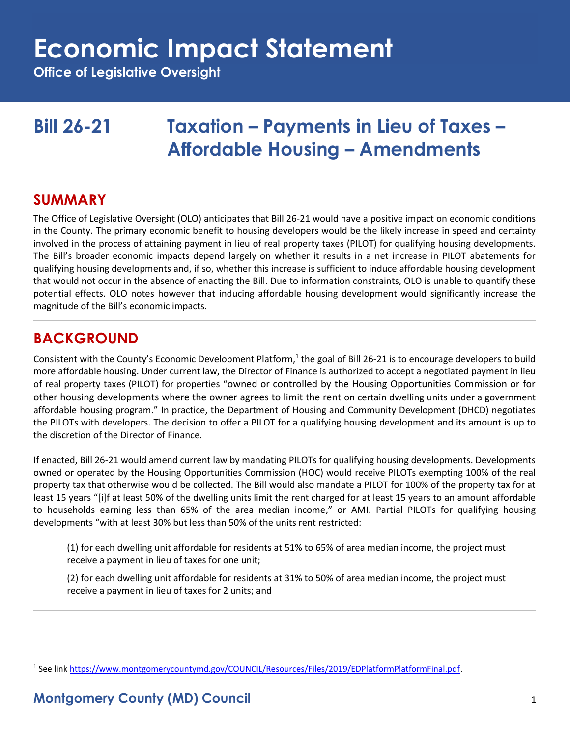# Economic Impact Statement

**Office of Legislative Oversight**

# Bill 26-21 Taxation – Payments in Lieu of Taxes – Affordable Housing – Amendments

## SUMMARY

The Office of Legislative Oversight (OLO) anticipates that Bill 26-21 would have a positive impact on economic conditions in the County. The primary economic benefit to housing developers would be the likely increase in speed and certainty involved in the process of attaining payment in lieu of real property taxes (PILOT) for qualifying housing developments. The Bill's broader economic impacts depend largely on whether it results in a net increase in PILOT abatements for qualifying housing developments and, if so, whether this increase is sufficient to induce affordable housing development that would not occur in the absence of enacting the Bill. Due to information constraints, OLO is unable to quantify these potential effects. OLO notes however that inducing affordable housing development would significantly increase the magnitude of the Bill's economic impacts.

## BACKGROUND

Consistent with the County's Economic Development Platform,[1] the goal of Bill 26-21 is to encourage developers to build more affordable housing. Under current law, the Director of Finance is authorized to accept a negotiated payment in lieu of real property taxes (PILOT) for properties "owned or controlled by the Housing Opportunities Commission or for other housing developments where the owner agrees to limit the rent on certain dwelling units under a government affordable housing program." In practice, the Department of Housing and Community Development (DHCD) negotiates the PILOTs with developers. The decision to offer a PILOT for a qualifying housing development and its amount is up to the discretion of the Director of Finance.

If enacted, Bill 26-21 would amend current law by mandating PILOTs for qualifying housing developments. Developments owned or operated by the Housing Opportunities Commission (HOC) would receive PILOTs exempting 100% of the real property tax that otherwise would be collected. The Bill would also mandate a PILOT for 100% of the property tax for at least 15 years "[i]f at least 50% of the dwelling units limit the rent charged for at least 15 years to an amount affordable to households earning less than 65% of the area median income," or AMI. Partial PILOTs for qualifying housing developments "with at least 30% but less than 50% of the units rent restricted:

> (1) for each dwelling unit affordable for residents at 51% to 65% of area median income, the project must receive a payment in lieu of taxes for one unit;
>
> (2) for each dwelling unit affordable for residents at 31% to 50% of area median income, the project must receive a payment in lieu of taxes for 2 units; and

---

[1] See link https://www.montgomerycountymd.gov/COUNCIL/Resources/Files/2019/EDPlatformPlatformFinal.pdf.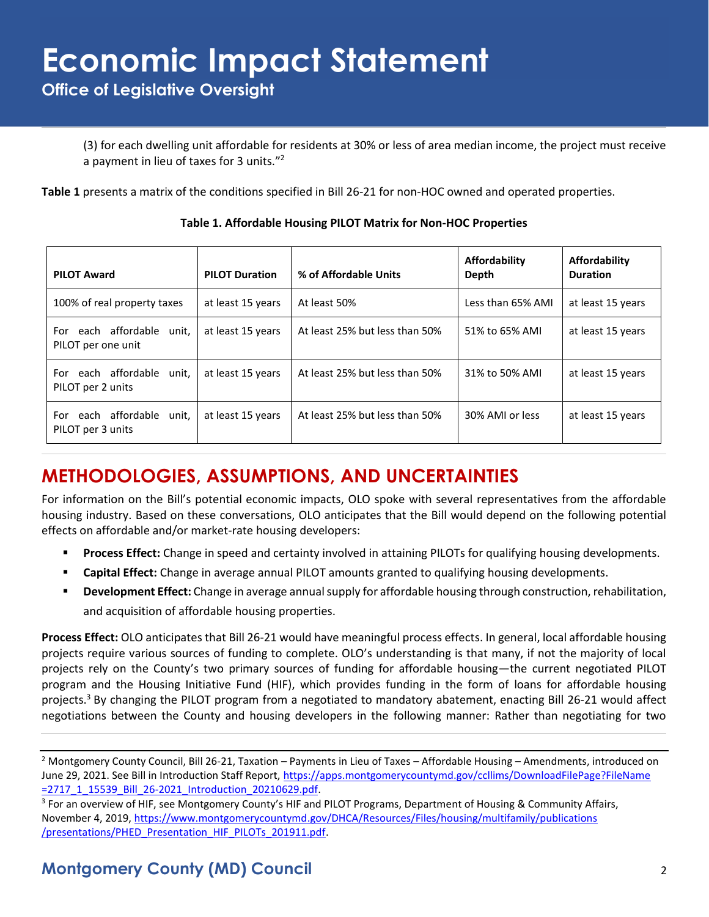(3) for each dwelling unit affordable for residents at 30% or less of area median income, the project must receive a payment in lieu of taxes for 3 units."[2]

**Table 1** presents a matrix of the conditions specified in Bill 26-21 for non-HOC owned and operated properties.

**Table 1. Affordable Housing PILOT Matrix for Non-HOC Properties**

| PILOT Award | PILOT Duration | % of Affordable Units | Affordability Depth | Affordability Duration |
|---|---|---|---|---|
| 100% of real property taxes | at least 15 years | At least 50% | Less than 65% AMI | at least 15 years |
| For each affordable unit, PILOT per one unit | at least 15 years | At least 25% but less than 50% | 51% to 65% AMI | at least 15 years |
| For each affordable unit, PILOT per 2 units | at least 15 years | At least 25% but less than 50% | 31% to 50% AMI | at least 15 years |
| For each affordable unit, PILOT per 3 units | at least 15 years | At least 25% but less than 50% | 30% AMI or less | at least 15 years |

## METHODOLOGIES, ASSUMPTIONS, AND UNCERTAINTIES

For information on the Bill's potential economic impacts, OLO spoke with several representatives from the affordable housing industry. Based on these conversations, OLO anticipates that the Bill would depend on the following potential effects on affordable and/or market-rate housing developers:

- **Process Effect:** Change in speed and certainty involved in attaining PILOTs for qualifying housing developments.
- **Capital Effect:** Change in average annual PILOT amounts granted to qualifying housing developments.
- **Development Effect:** Change in average annual supply for affordable housing through construction, rehabilitation, and acquisition of affordable housing properties.

**Process Effect:** OLO anticipates that Bill 26-21 would have meaningful process effects. In general, local affordable housing projects require various sources of funding to complete. OLO's understanding is that many, if not the majority of local projects rely on the County's two primary sources of funding for affordable housing—the current negotiated PILOT program and the Housing Initiative Fund (HIF), which provides funding in the form of loans for affordable housing projects.[3] By changing the PILOT program from a negotiated to mandatory abatement, enacting Bill 26-21 would affect negotiations between the County and housing developers in the following manner: Rather than negotiating for two

---

[2] Montgomery County Council, Bill 26-21, Taxation – Payments in Lieu of Taxes – Affordable Housing – Amendments, introduced on June 29, 2021. See Bill in Introduction Staff Report, https://apps.montgomerycountymd.gov/ccllims/DownloadFilePage?FileName=2717_1_15539_Bill_26-2021_Introduction_20210629.pdf.

[3] For an overview of HIF, see Montgomery County's HIF and PILOT Programs, Department of Housing & Community Affairs, November 4, 2019, https://www.montgomerycountymd.gov/DHCA/Resources/Files/housing/multifamily/publications/presentations/PHED_Presentation_HIF_PILOTs_201911.pdf.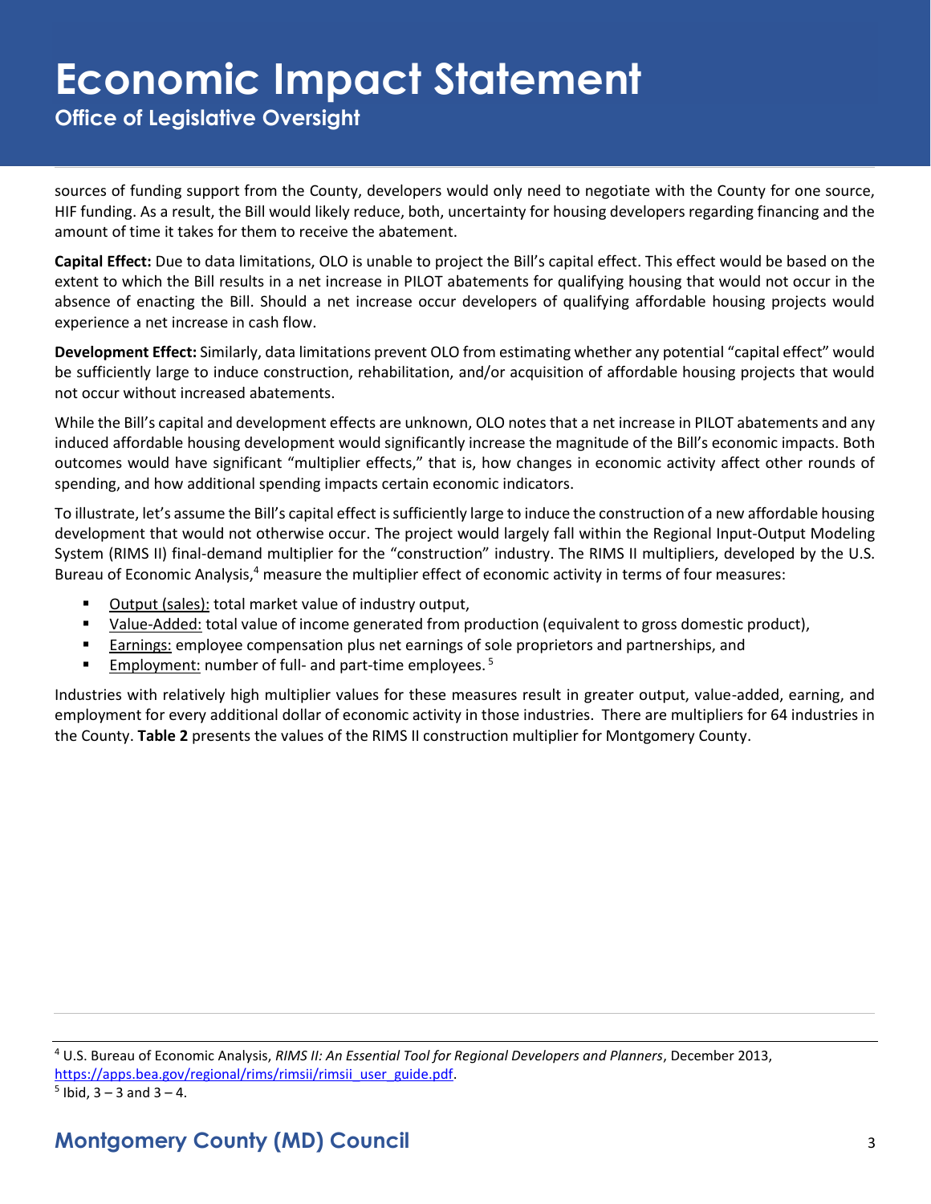sources of funding support from the County, developers would only need to negotiate with the County for one source, HIF funding. As a result, the Bill would likely reduce, both, uncertainty for housing developers regarding financing and the amount of time it takes for them to receive the abatement.

**Capital Effect:** Due to data limitations, OLO is unable to project the Bill's capital effect. This effect would be based on the extent to which the Bill results in a net increase in PILOT abatements for qualifying housing that would not occur in the absence of enacting the Bill. Should a net increase occur developers of qualifying affordable housing projects would experience a net increase in cash flow.

**Development Effect:** Similarly, data limitations prevent OLO from estimating whether any potential "capital effect" would be sufficiently large to induce construction, rehabilitation, and/or acquisition of affordable housing projects that would not occur without increased abatements.

While the Bill's capital and development effects are unknown, OLO notes that a net increase in PILOT abatements and any induced affordable housing development would significantly increase the magnitude of the Bill's economic impacts. Both outcomes would have significant "multiplier effects," that is, how changes in economic activity affect other rounds of spending, and how additional spending impacts certain economic indicators.

To illustrate, let's assume the Bill's capital effect is sufficiently large to induce the construction of a new affordable housing development that would not otherwise occur. The project would largely fall within the Regional Input-Output Modeling System (RIMS II) final-demand multiplier for the "construction" industry. The RIMS II multipliers, developed by the U.S. Bureau of Economic Analysis,[4] measure the multiplier effect of economic activity in terms of four measures:

- Output (sales): total market value of industry output,
- Value-Added: total value of income generated from production (equivalent to gross domestic product),
- Earnings: employee compensation plus net earnings of sole proprietors and partnerships, and
- Employment: number of full- and part-time employees.[5]

Industries with relatively high multiplier values for these measures result in greater output, value-added, earning, and employment for every additional dollar of economic activity in those industries. There are multipliers for 64 industries in the County. **Table 2** presents the values of the RIMS II construction multiplier for Montgomery County.

[4] U.S. Bureau of Economic Analysis, *RIMS II: An Essential Tool for Regional Developers and Planners*, December 2013, https://apps.bea.gov/regional/rims/rimsii/rimsii_user_guide.pdf.

[5] Ibid, 3 – 3 and 3 – 4.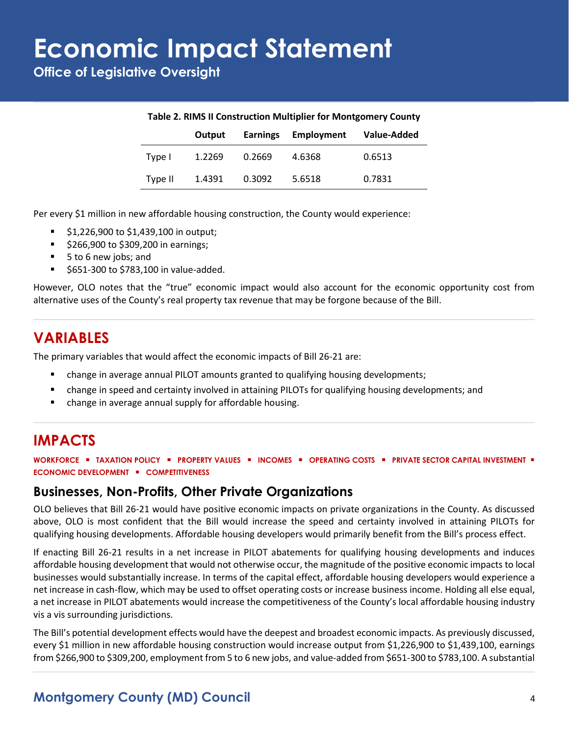**Table 2. RIMS II Construction Multiplier for Montgomery County**

| | Output | Earnings | Employment | Value-Added |
|---|---|---|---|---|
| Type I | 1.2269 | 0.2669 | 4.6368 | 0.6513 |
| Type II | 1.4391 | 0.3092 | 5.6518 | 0.7831 |

Per every $1 million in new affordable housing construction, the County would experience:

- $1,226,900 to $1,439,100 in output;
- $266,900 to $309,200 in earnings;
- 5 to 6 new jobs; and
- $651-300 to $783,100 in value-added.

However, OLO notes that the "true" economic impact would also account for the economic opportunity cost from alternative uses of the County's real property tax revenue that may be forgone because of the Bill.

## VARIABLES

The primary variables that would affect the economic impacts of Bill 26-21 are:

- change in average annual PILOT amounts granted to qualifying housing developments;
- change in speed and certainty involved in attaining PILOTs for qualifying housing developments; and
- change in average annual supply for affordable housing.

## IMPACTS

**WORKFORCE ▪ TAXATION POLICY ▪ PROPERTY VALUES ▪ INCOMES ▪ OPERATING COSTS ▪ PRIVATE SECTOR CAPITAL INVESTMENT ▪ ECONOMIC DEVELOPMENT ▪ COMPETITIVENESS**

### Businesses, Non-Profits, Other Private Organizations

OLO believes that Bill 26-21 would have positive economic impacts on private organizations in the County. As discussed above, OLO is most confident that the Bill would increase the speed and certainty involved in attaining PILOTs for qualifying housing developments. Affordable housing developers would primarily benefit from the Bill's process effect.

If enacting Bill 26-21 results in a net increase in PILOT abatements for qualifying housing developments and induces affordable housing development that would not otherwise occur, the magnitude of the positive economic impacts to local businesses would substantially increase. In terms of the capital effect, affordable housing developers would experience a net increase in cash-flow, which may be used to offset operating costs or increase business income. Holding all else equal, a net increase in PILOT abatements would increase the competitiveness of the County's local affordable housing industry vis a vis surrounding jurisdictions.

The Bill's potential development effects would have the deepest and broadest economic impacts. As previously discussed, every $1 million in new affordable housing construction would increase output from $1,226,900 to $1,439,100, earnings from $266,900 to $309,200, employment from 5 to 6 new jobs, and value-added from $651-300 to $783,100. A substantial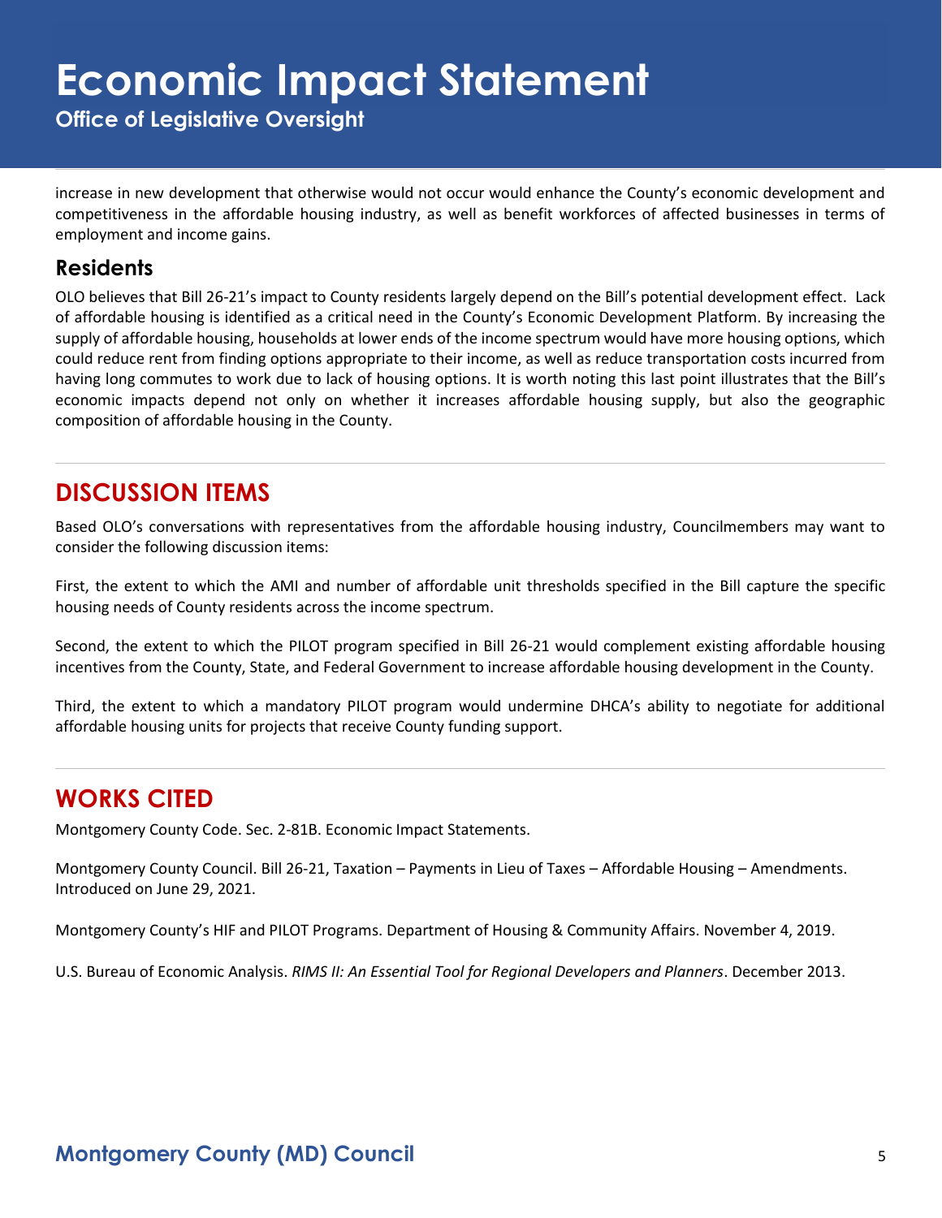increase in new development that otherwise would not occur would enhance the County's economic development and competitiveness in the affordable housing industry, as well as benefit workforces of affected businesses in terms of employment and income gains.

### Residents

OLO believes that Bill 26-21's impact to County residents largely depend on the Bill's potential development effect. Lack of affordable housing is identified as a critical need in the County's Economic Development Platform. By increasing the supply of affordable housing, households at lower ends of the income spectrum would have more housing options, which could reduce rent from finding options appropriate to their income, as well as reduce transportation costs incurred from having long commutes to work due to lack of housing options. It is worth noting this last point illustrates that the Bill's economic impacts depend not only on whether it increases affordable housing supply, but also the geographic composition of affordable housing in the County.

## DISCUSSION ITEMS

Based OLO's conversations with representatives from the affordable housing industry, Councilmembers may want to consider the following discussion items:

First, the extent to which the AMI and number of affordable unit thresholds specified in the Bill capture the specific housing needs of County residents across the income spectrum.

Second, the extent to which the PILOT program specified in Bill 26-21 would complement existing affordable housing incentives from the County, State, and Federal Government to increase affordable housing development in the County.

Third, the extent to which a mandatory PILOT program would undermine DHCA's ability to negotiate for additional affordable housing units for projects that receive County funding support.

## WORKS CITED

Montgomery County Code. Sec. 2-81B. Economic Impact Statements.

Montgomery County Council. Bill 26-21, Taxation – Payments in Lieu of Taxes – Affordable Housing – Amendments. Introduced on June 29, 2021.

Montgomery County's HIF and PILOT Programs. Department of Housing & Community Affairs. November 4, 2019.

U.S. Bureau of Economic Analysis. *RIMS II: An Essential Tool for Regional Developers and Planners*. December 2013.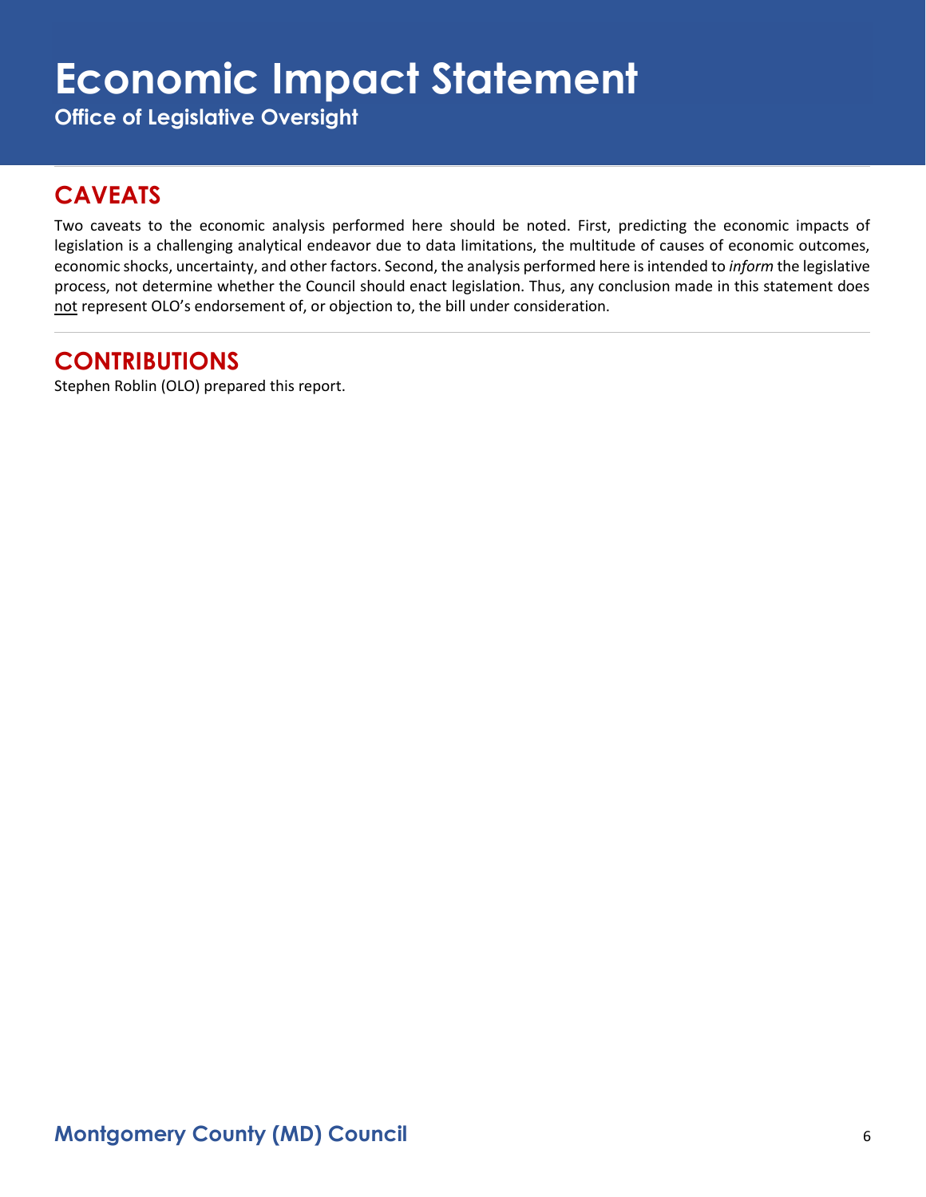## CAVEATS

Two caveats to the economic analysis performed here should be noted. First, predicting the economic impacts of legislation is a challenging analytical endeavor due to data limitations, the multitude of causes of economic outcomes, economic shocks, uncertainty, and other factors. Second, the analysis performed here is intended to *inform* the legislative process, not determine whether the Council should enact legislation. Thus, any conclusion made in this statement does not represent OLO's endorsement of, or objection to, the bill under consideration.

## CONTRIBUTIONS

Stephen Roblin (OLO) prepared this report.